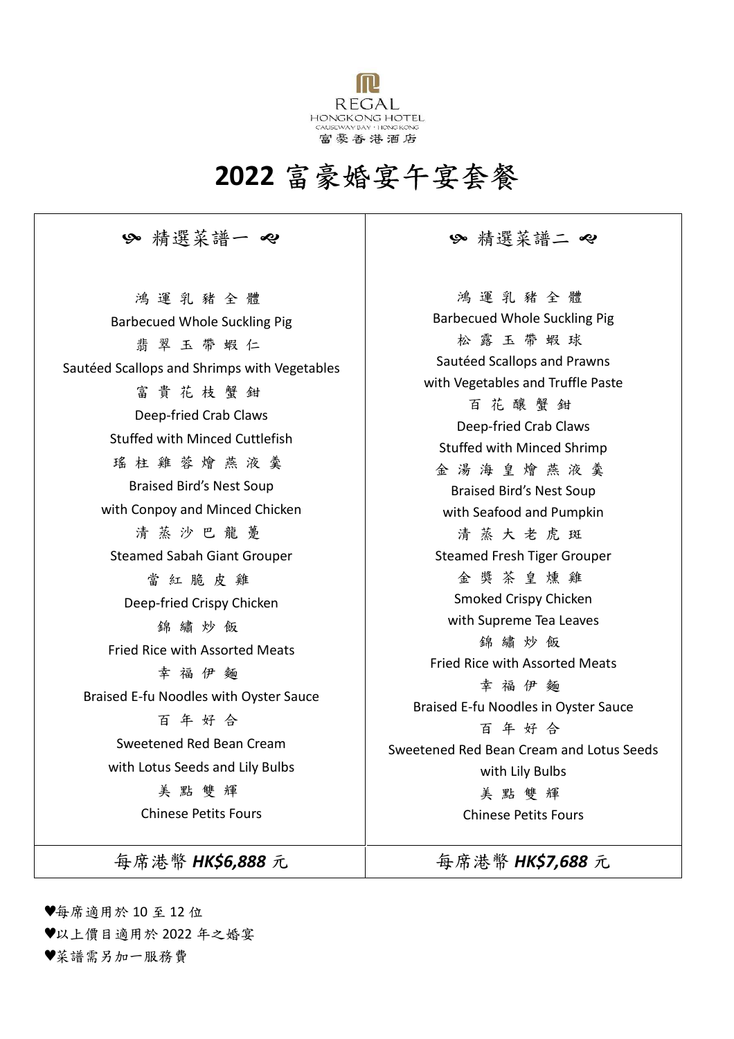REGAL
HONGKONG HOTEL
CAUSEWAY BAY · HONG KONG
富豪香港酒店

# 2022 富豪婚宴午宴套餐

| ༄ 精選菜譜一 ༄ | ༄ 精選菜譜二 ༄ |
| --- | --- |
| 鴻 運 乳 豬 全 體<br>Barbecued Whole Suckling Pig<br>翡 翠 玉 帶 蝦 仁<br>Sautéed Scallops and Shrimps with Vegetables<br>富 貴 花 枝 蟹 鉗<br>Deep-fried Crab Claws<br>Stuffed with Minced Cuttlefish<br>瑤 柱 雞 蓉 燴 燕 液 羹<br>Braised Bird's Nest Soup<br>with Conpoy and Minced Chicken<br>清 蒸 沙 巴 龍 躉<br>Steamed Sabah Giant Grouper<br>當 紅 脆 皮 雞<br>Deep-fried Crispy Chicken<br>錦 繡 炒 飯<br>Fried Rice with Assorted Meats<br>幸 福 伊 麵<br>Braised E-fu Noodles with Oyster Sauce<br>百 年 好 合<br>Sweetened Red Bean Cream<br>with Lotus Seeds and Lily Bulbs<br>美 點 雙 輝<br>Chinese Petits Fours | 鴻 運 乳 豬 全 體<br>Barbecued Whole Suckling Pig<br>松 露 玉 帶 蝦 球<br>Sautéed Scallops and Prawns<br>with Vegetables and Truffle Paste<br>百 花 釀 蟹 鉗<br>Deep-fried Crab Claws<br>Stuffed with Minced Shrimp<br>金 湯 海 皇 燴 燕 液 羹<br>Braised Bird's Nest Soup<br>with Seafood and Pumpkin<br>清 蒸 大 老 虎 斑<br>Steamed Fresh Tiger Grouper<br>金 獎 茶 皇 燻 雞<br>Smoked Crispy Chicken<br>with Supreme Tea Leaves<br>錦 繡 炒 飯<br>Fried Rice with Assorted Meats<br>幸 福 伊 麵<br>Braised E-fu Noodles in Oyster Sauce<br>百 年 好 合<br>Sweetened Red Bean Cream and Lotus Seeds<br>with Lily Bulbs<br>美 點 雙 輝<br>Chinese Petits Fours |
| 每席港幣 ***HK$6,888*** 元 | 每席港幣 ***HK$7,688*** 元 |

♥每席適用於 10 至 12 位
♥以上價目適用於 2022 年之婚宴
♥菜譜需另加一服務費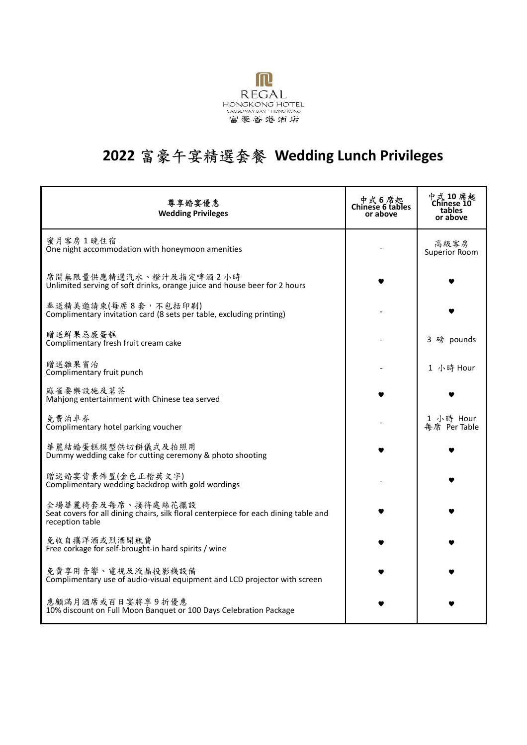REGAL
HONGKONG HOTEL
CAUSEWAY BAY · HONG KONG
富豪香港酒店

# 2022 富豪午宴精選套餐 Wedding Lunch Privileges

| 尊享婚宴優惠 Wedding Privileges | 中式 6 席起 Chinese 6 tables or above | 中式 10 席起 Chinese 10 tables or above |
|---|---|---|
| 蜜月客房 1 晚住宿<br>One night accommodation with honeymoon amenities | - | 高級客房 Superior Room |
| 席間無限量供應精選汽水、橙汁及指定啤酒 2 小時<br>Unlimited serving of soft drinks, orange juice and house beer for 2 hours | ♥ | ♥ |
| 奉送精美邀請柬(每席 8 套，不包括印刷)<br>Complimentary invitation card (8 sets per table, excluding printing) | - | ♥ |
| 贈送鮮果忌廉蛋糕<br>Complimentary fresh fruit cream cake | - | 3 磅 pounds |
| 贈送雜果賓治<br>Complimentary fruit punch | - | 1 小時 Hour |
| 麻雀耍樂設施及茗茶<br>Mahjong entertainment with Chinese tea served | ♥ | ♥ |
| 免費泊車券<br>Complimentary hotel parking voucher | - | 1 小時 Hour 每席 Per Table |
| 華麗結婚蛋糕模型供切餅儀式及拍照用<br>Dummy wedding cake for cutting ceremony & photo shooting | ♥ | ♥ |
| 贈送婚宴背景佈置(金色正楷英文字)<br>Complimentary wedding backdrop with gold wordings | - | ♥ |
| 全場華麗椅套及每席、接待處絲花擺設<br>Seat covers for all dining chairs, silk floral centerpiece for each dining table and reception table | ♥ | ♥ |
| 免收自攜洋酒或烈酒開瓶費<br>Free corkage for self-brought-in hard spirits / wine | ♥ | ♥ |
| 免費享用音響、電視及液晶投影機設備<br>Complimentary use of audio-visual equipment and LCD projector with screen | ♥ | ♥ |
| 惠顧滿月酒席或百日宴將享 9 折優惠<br>10% discount on Full Moon Banquet or 100 Days Celebration Package | ♥ | ♥ |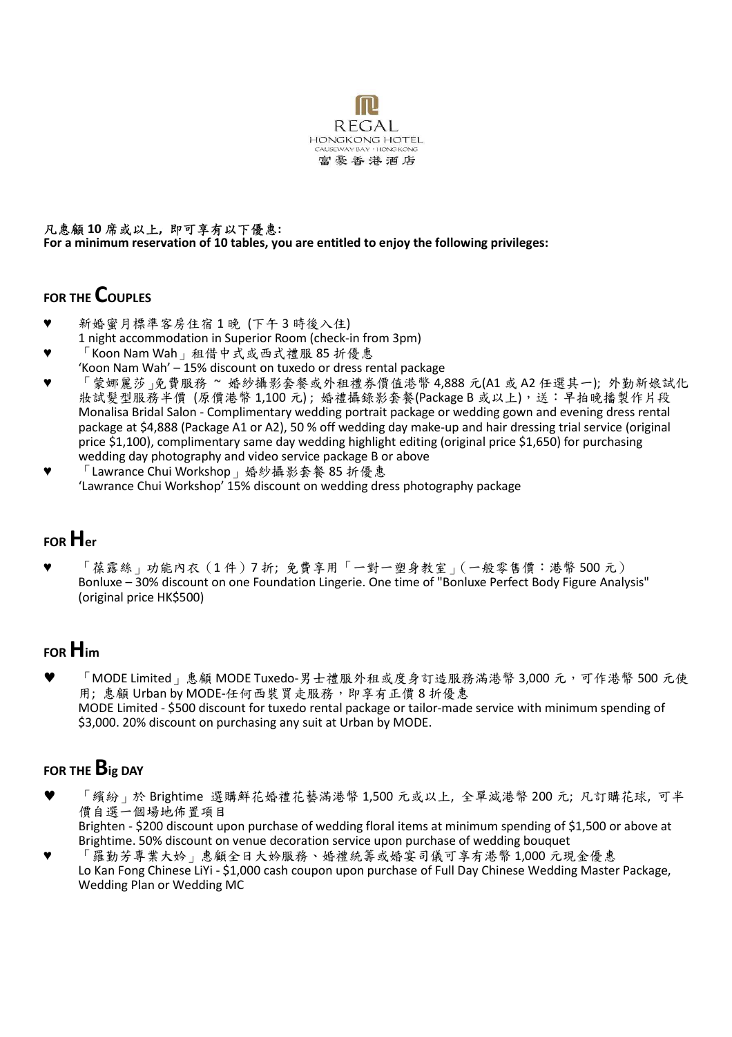REGAL
HONGKONG HOTEL
CAUSEWAY BAY · HONG KONG
富豪香港酒店

**凡惠顧 10 席或以上，即可享有以下優惠:**
**For a minimum reservation of 10 tables, you are entitled to enjoy the following privileges:**

## FOR THE COUPLES

- ♥ 新婚蜜月標準客房住宿 1 晚 (下午 3 時後入住)
  1 night accommodation in Superior Room (check-in from 3pm)
- ♥ 「Koon Nam Wah」租借中式或西式禮服 85 折優惠
  'Koon Nam Wah' – 15% discount on tuxedo or dress rental package
- ♥ 「蒙娜麗莎」免費服務 ~ 婚紗攝影套餐或外租禮券價值港幣 4,888 元(A1 或 A2 任選其一); 外勤新娘試化妝試髮型服務半價 (原價港幣 1,100 元) ; 婚禮攝錄影套餐(Package B 或以上)，送：早拍晚播製作片段
  Monalisa Bridal Salon - Complimentary wedding portrait package or wedding gown and evening dress rental package at $4,888 (Package A1 or A2), 50 % off wedding day make-up and hair dressing trial service (original price $1,100), complimentary same day wedding highlight editing (original price $1,650) for purchasing wedding day photography and video service package B or above
- ♥ 「Lawrance Chui Workshop」婚紗攝影套餐 85 折優惠
  'Lawrance Chui Workshop' 15% discount on wedding dress photography package

## FOR Her

- ♥ 「葆露絲」功能內衣（1 件）7 折; 免費享用「一對一塑身教室」(一般零售價：港幣 500 元)
  Bonluxe – 30% discount on one Foundation Lingerie. One time of "Bonluxe Perfect Body Figure Analysis" (original price HK$500)

## FOR Him

- ♥ 「MODE Limited」惠顧 MODE Tuxedo-男士禮服外租或度身訂造服務滿港幣 3,000 元，可作港幣 500 元使用; 惠顧 Urban by MODE-任何西裝買走服務，即享有正價 8 折優惠
  MODE Limited - $500 discount for tuxedo rental package or tailor-made service with minimum spending of $3,000. 20% discount on purchasing any suit at Urban by MODE.

## FOR THE Big DAY

- ♥ 「繽紛」於 Brightime 選購鮮花婚禮花藝滿港幣 1,500 元或以上, 全單減港幣 200 元; 凡訂購花球, 可半價自選一個場地佈置項目
  Brighten - $200 discount upon purchase of wedding floral items at minimum spending of $1,500 or above at Brightime. 50% discount on venue decoration service upon purchase of wedding bouquet
- ♥ 「羅勤芳專業大妗」惠顧全日大妗服務、婚禮統籌或婚宴司儀可享有港幣 1,000 元現金優惠
  Lo Kan Fong Chinese LiYi - $1,000 cash coupon upon purchase of Full Day Chinese Wedding Master Package, Wedding Plan or Wedding MC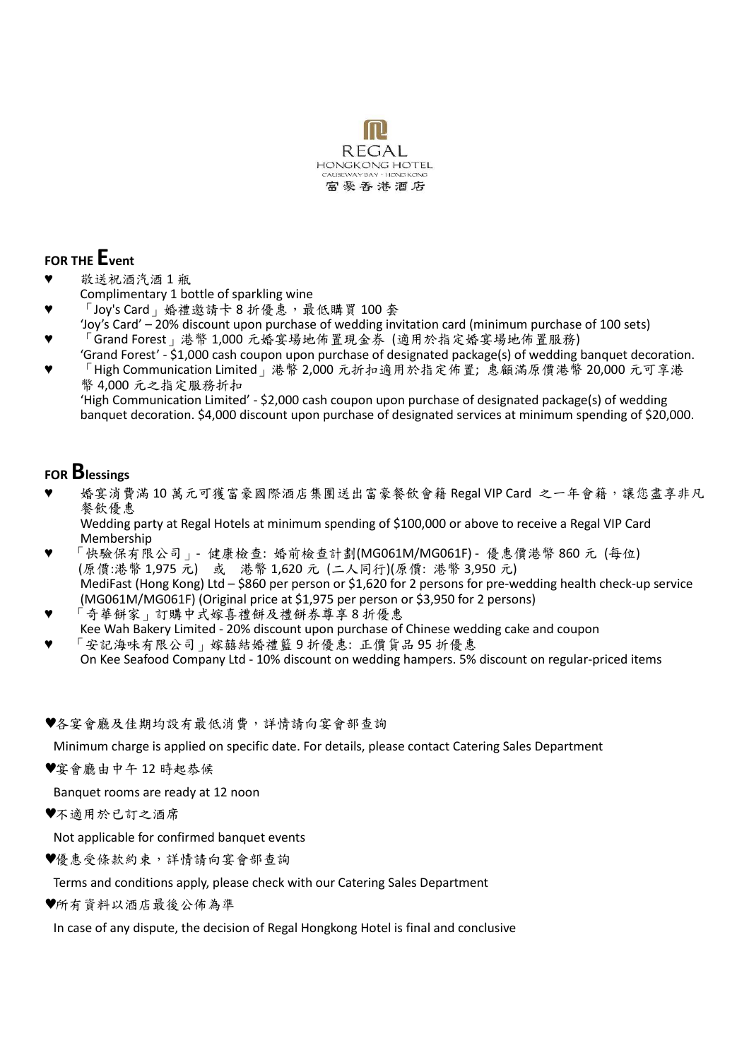REGAL
HONGKONG HOTEL
CAUSEWAY BAY · HONG KONG
富豪香港酒店

## FOR THE Event

- ♥ 敬送祝酒汽酒 1 瓶
  Complimentary 1 bottle of sparkling wine
- ♥ 「Joy's Card」婚禮邀請卡 8 折優惠，最低購買 100 套
  'Joy's Card' – 20% discount upon purchase of wedding invitation card (minimum purchase of 100 sets)
- ♥ 「Grand Forest」港幣 1,000 元婚宴場地佈置現金券 (適用於指定婚宴場地佈置服務)
  'Grand Forest' - $1,000 cash coupon upon purchase of designated package(s) of wedding banquet decoration.
- ♥ 「High Communication Limited」港幣 2,000 元折扣適用於指定佈置; 惠顧滿原價港幣 20,000 元可享港幣 4,000 元之指定服務折扣
  'High Communication Limited' - $2,000 cash coupon upon purchase of designated package(s) of wedding banquet decoration. $4,000 discount upon purchase of designated services at minimum spending of $20,000.

## FOR Blessings

- ♥ 婚宴消費滿 10 萬元可獲富豪國際酒店集團送出富豪餐飲會籍 Regal VIP Card 之一年會籍，讓您盡享非凡餐飲優惠
  Wedding party at Regal Hotels at minimum spending of $100,000 or above to receive a Regal VIP Card Membership
- ♥ 「快驗保有限公司」- 健康檢查: 婚前檢查計劃(MG061M/MG061F) - 優惠價港幣 860 元 (每位) (原價:港幣 1,975 元) 或 港幣 1,620 元 (二人同行)(原價: 港幣 3,950 元)
  MediFast (Hong Kong) Ltd – $860 per person or $1,620 for 2 persons for pre-wedding health check-up service (MG061M/MG061F) (Original price at $1,975 per person or $3,950 for 2 persons)
- ♥ 「奇華餅家」訂購中式嫁喜禮餅及禮餅券尊享 8 折優惠
  Kee Wah Bakery Limited - 20% discount upon purchase of Chinese wedding cake and coupon
- ♥ 「安記海味有限公司」嫁囍結婚禮籃 9 折優惠: 正價貨品 95 折優惠
  On Kee Seafood Company Ltd - 10% discount on wedding hampers. 5% discount on regular-priced items

♥各宴會廳及佳期均設有最低消費，詳情請向宴會部查詢

Minimum charge is applied on specific date. For details, please contact Catering Sales Department

♥宴會廳由中午 12 時起恭候

Banquet rooms are ready at 12 noon

♥不適用於已訂之酒席

Not applicable for confirmed banquet events

♥優惠受條款約束，詳情請向宴會部查詢

Terms and conditions apply, please check with our Catering Sales Department

♥所有資料以酒店最後公佈為準

In case of any dispute, the decision of Regal Hongkong Hotel is final and conclusive